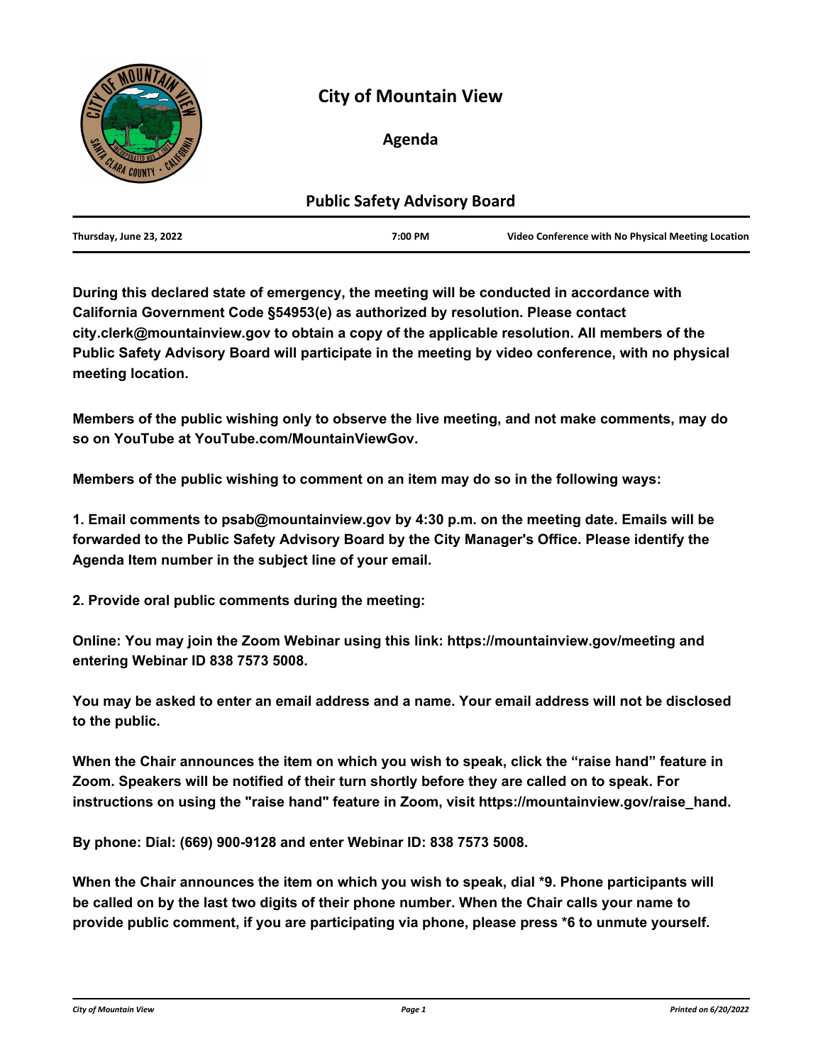# City of Mountain View

## Agenda

### Public Safety Advisory Board

| Thursday, June 23, 2022 | 7:00 PM | Video Conference with No Physical Meeting Location |
|---|---|---|

**During this declared state of emergency, the meeting will be conducted in accordance with California Government Code §54953(e) as authorized by resolution. Please contact city.clerk@mountainview.gov to obtain a copy of the applicable resolution. All members of the Public Safety Advisory Board will participate in the meeting by video conference, with no physical meeting location.**

**Members of the public wishing only to observe the live meeting, and not make comments, may do so on YouTube at YouTube.com/MountainViewGov.**

**Members of the public wishing to comment on an item may do so in the following ways:**

**1. Email comments to psab@mountainview.gov by 4:30 p.m. on the meeting date. Emails will be forwarded to the Public Safety Advisory Board by the City Manager's Office. Please identify the Agenda Item number in the subject line of your email.**

**2. Provide oral public comments during the meeting:**

**Online: You may join the Zoom Webinar using this link: https://mountainview.gov/meeting and entering Webinar ID 838 7573 5008.**

**You may be asked to enter an email address and a name. Your email address will not be disclosed to the public.**

**When the Chair announces the item on which you wish to speak, click the "raise hand" feature in Zoom. Speakers will be notified of their turn shortly before they are called on to speak. For instructions on using the "raise hand" feature in Zoom, visit https://mountainview.gov/raise_hand.**

**By phone: Dial: (669) 900-9128 and enter Webinar ID: 838 7573 5008.**

**When the Chair announces the item on which you wish to speak, dial *9. Phone participants will be called on by the last two digits of their phone number. When the Chair calls your name to provide public comment, if you are participating via phone, please press *6 to unmute yourself.**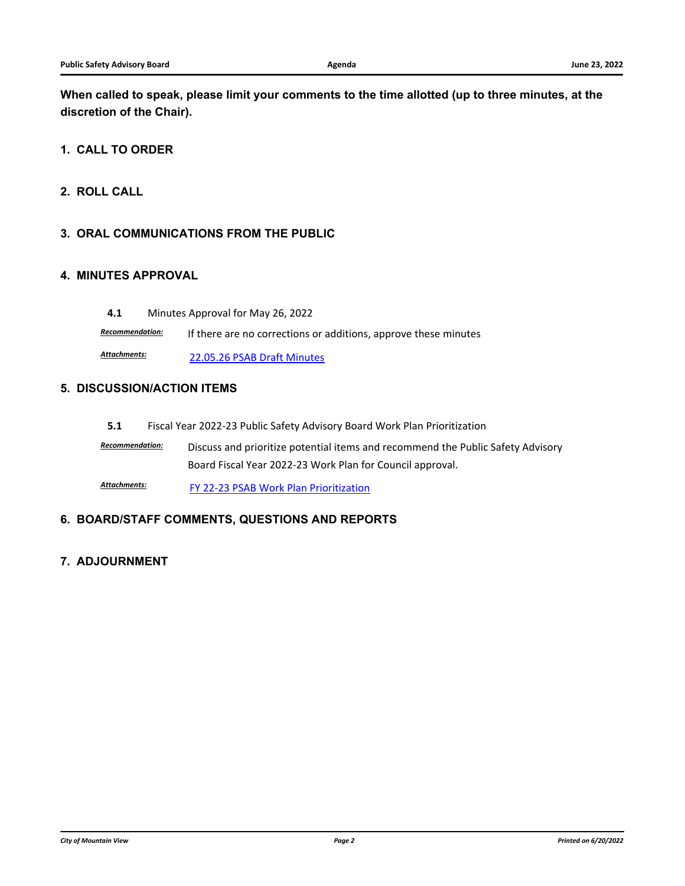**When called to speak, please limit your comments to the time allotted (up to three minutes, at the discretion of the Chair).**

## 1. CALL TO ORDER

## 2. ROLL CALL

## 3. ORAL COMMUNICATIONS FROM THE PUBLIC

## 4. MINUTES APPROVAL

**4.1** Minutes Approval for May 26, 2022

***Recommendation:*** If there are no corrections or additions, approve these minutes

***Attachments:*** 22.05.26 PSAB Draft Minutes

## 5. DISCUSSION/ACTION ITEMS

**5.1** Fiscal Year 2022-23 Public Safety Advisory Board Work Plan Prioritization

***Recommendation:*** Discuss and prioritize potential items and recommend the Public Safety Advisory Board Fiscal Year 2022-23 Work Plan for Council approval.

***Attachments:*** FY 22-23 PSAB Work Plan Prioritization

## 6. BOARD/STAFF COMMENTS, QUESTIONS AND REPORTS

## 7. ADJOURNMENT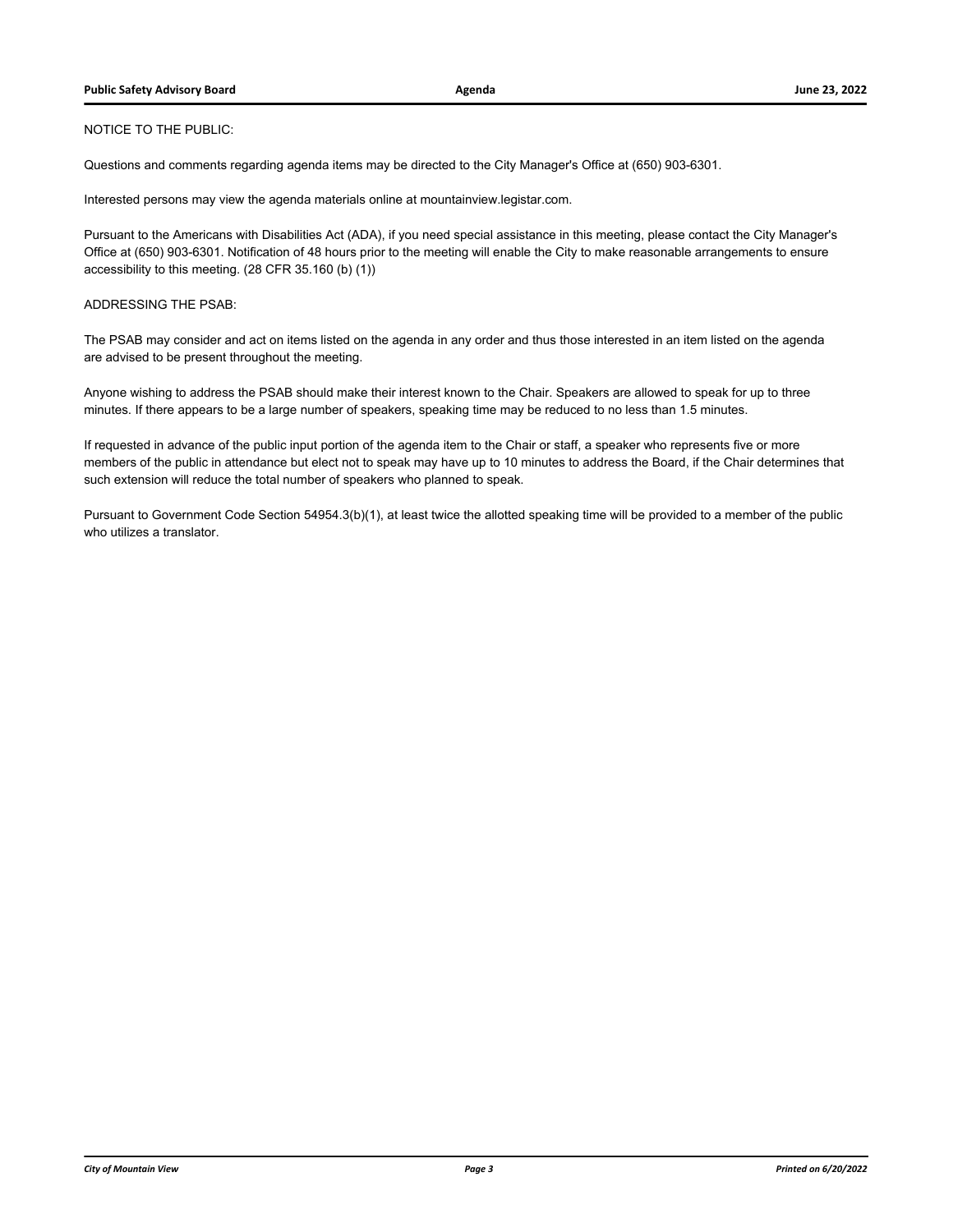NOTICE TO THE PUBLIC:

Questions and comments regarding agenda items may be directed to the City Manager's Office at (650) 903-6301.

Interested persons may view the agenda materials online at mountainview.legistar.com.

Pursuant to the Americans with Disabilities Act (ADA), if you need special assistance in this meeting, please contact the City Manager's Office at (650) 903-6301. Notification of 48 hours prior to the meeting will enable the City to make reasonable arrangements to ensure accessibility to this meeting. (28 CFR 35.160 (b) (1))

ADDRESSING THE PSAB:

The PSAB may consider and act on items listed on the agenda in any order and thus those interested in an item listed on the agenda are advised to be present throughout the meeting.

Anyone wishing to address the PSAB should make their interest known to the Chair. Speakers are allowed to speak for up to three minutes. If there appears to be a large number of speakers, speaking time may be reduced to no less than 1.5 minutes.

If requested in advance of the public input portion of the agenda item to the Chair or staff, a speaker who represents five or more members of the public in attendance but elect not to speak may have up to 10 minutes to address the Board, if the Chair determines that such extension will reduce the total number of speakers who planned to speak.

Pursuant to Government Code Section 54954.3(b)(1), at least twice the allotted speaking time will be provided to a member of the public who utilizes a translator.